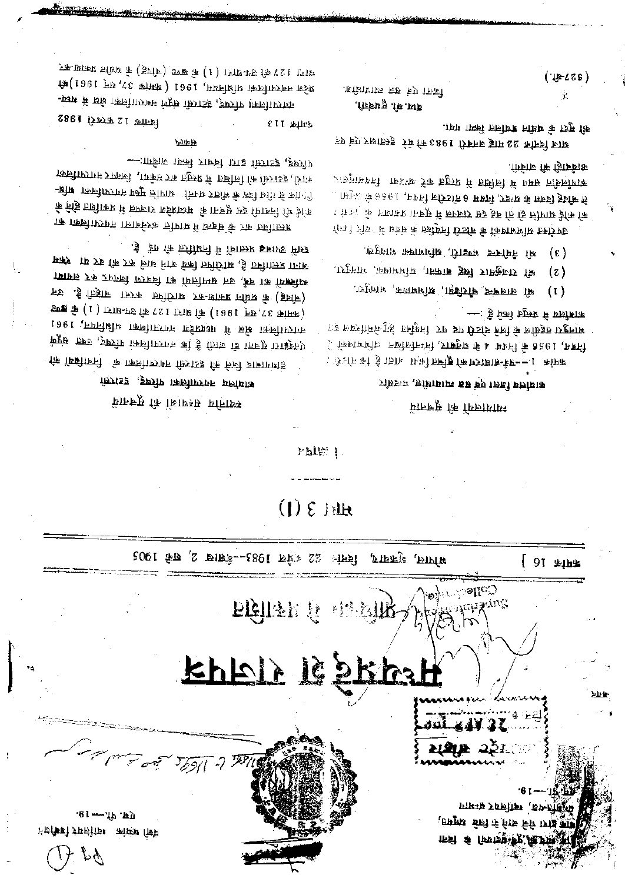# मध्यप्रदेश राजपत्र

## प्राधिकार से प्रकाशित

क्रमांक 16] भोपाल, शुक्रवार, दिनांक 22 अप्रैल 1983—वैशाख 2, शक 1905

# भाग 3 (1)

## विषय-सूची

### न्यायालयों की सूचनाएं

**कार्यालय जिला एवं सत्र न्यायाधीश, मण्डला**

क्रमांक 1—पक्ष-समर्थकों की सूची ... जाता है कि ... नियम, 1956 के नियम 4 के अनुसार, ... निम्नलिखित व्यक्तियों को ... के लिये ... किया गया है:—

(1) श्री ... अधिवक्ता, ...

(2) श्री राजकुमार सिंह ..., अधिवक्ता, ...

(3) श्री ... अधिवक्ता, ...

उपरोक्त अधिवक्ताओं के ... नियम, 1956 के ... कार्यवाही की जावेगी.

आज दिनांक 22 माह जनवरी 1983 को मेरे हस्ताक्षर एवं ... की मुद्रा से जारी किया गया.

... द्विवेदी,
जिला एवं सत्र न्यायाधीश.

(527-बी.)

### स्थानीय निकायों की सूचनाएं

**कार्यालय नगरपालिका परिषद्, ...**

एतद्द्वारा सूचना दी जाती है कि नगरपालिका परिषद्, ... मध्यप्रदेश नगरपालिका अधिनियम, 1961 (क्रमांक 37, सन् 1961) की धारा 127 की उप-धारा (1) के खण्ड (बी) के अधीन ... कर अधिरोपित करना चाहती है. ... प्रस्तावित ... नीचे प्रकाशित किये जाते हैं.

... आपत्तियां ... इस सूचना के प्रकाशन के तीस दिन के भीतर ... प्राप्त ... नगरपालिका परिषद्, ... द्वारा विचार किया जावेगा:—

#### नियम

क्रमांक 113 दिनांक 12 फरवरी 1982

नगरपालिका परिषद्, ... द्वारा मध्यप्रदेश नगरपालिका अधिनियम, 1961 (क्रमांक 37, सन् 1961) की धारा 127 की उप-धारा (1) के खण्ड (बी) के अधीन ...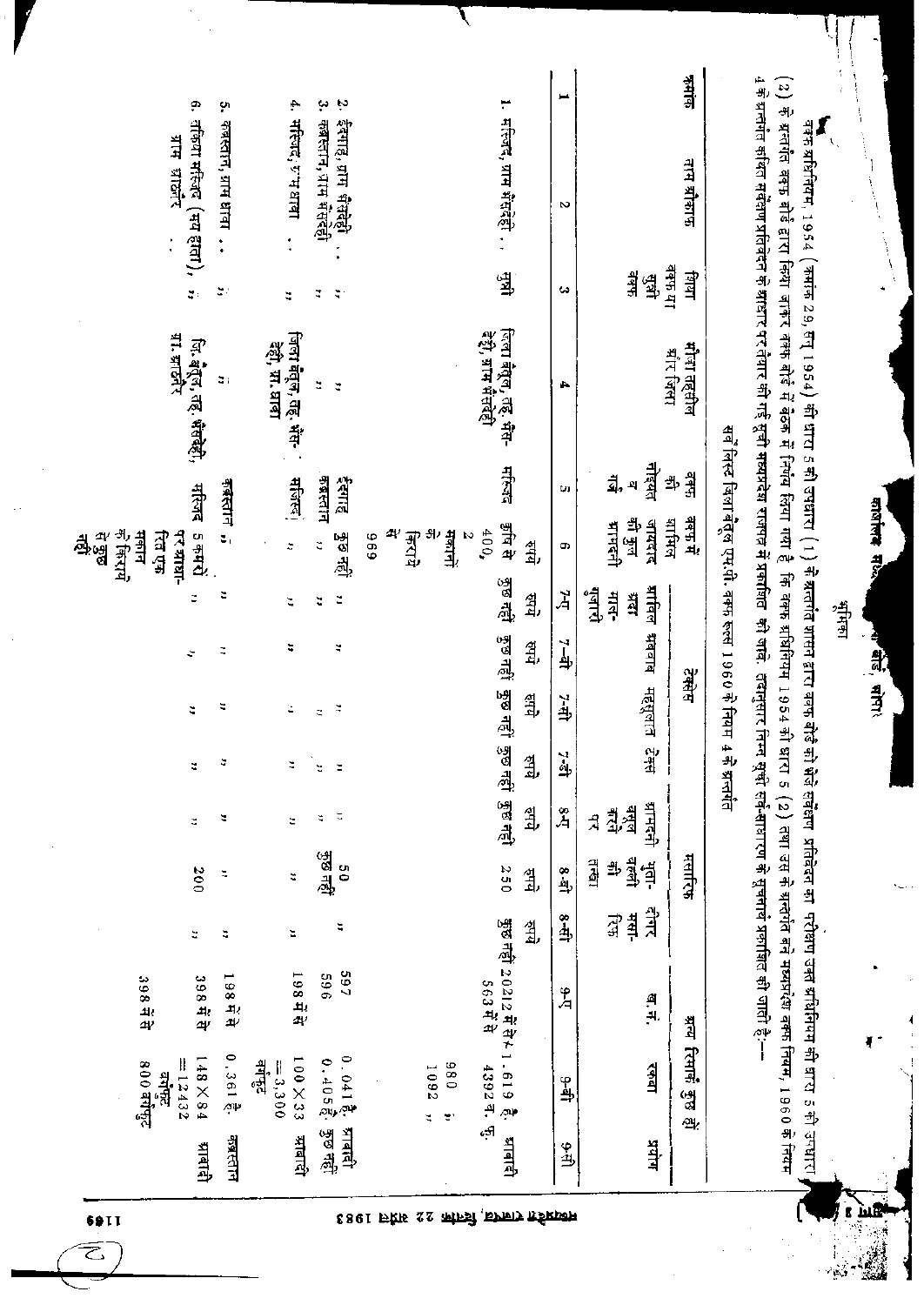**कार्यालय म.प्र. वक्फ बोर्ड, भोपाल**

**भूमिका**

वक्फ अधिनियम, 1954 (क्रमांक 29, सन् 1954) की धारा 5 की उपधारा (1) के अंतर्गत शासन द्वारा वक्फ बोर्ड को भेजे सर्वेक्षण प्रतिवेदन का परीक्षण उक्त अधिनियम की धारा 5 की उपधारा (2) के अंतर्गत वक्फ बोर्ड द्वारा किया जाकर वक्फ बोर्ड में बैठक में निर्णय लिया गया है कि वक्फ अधिनियम 1954 की धारा 5 (2) तथा उस के अंतर्गत बने मध्यप्रदेश वक्फ नियम, 1960 के नियम 4 के अन्तर्गत कथित सर्वेक्षण प्रतिवेदन के आधार पर तैयार की गई सूची मध्यप्रदेश राजपत्र में प्रकाशित की जावे. तदनुसार निम्न सूची सर्वसाधारण के सूचनार्थ प्रकाशित की जाती है:—

**सर्वे लिस्ट जिला बैतूल एम.पी. वक्फ रूल्स 1960 के नियम 4 के अन्तर्गत**

| क्रमांक | नाम औकाफ | शिया या सुन्नी वक्फ | मौजा तहसील और जिला | वक्फ की नोइयत व गर्ज | वक्फ में शामिल जायदाद की कुल आमदनी | टैक्सेस: शामिल अदाइ मालगुजारी | आबवाब | महसूलात | टैक्स | मसारिफ: आमदनी वसूल करने की तनख्वा | मुतावल्ली की उजरत | दीगर मसारिफ | अन्य रिमार्क जो कुछ हों: ख. नं. | रकबा | प्रयोग |
|---|---|---|---|---|---|---|---|---|---|---|---|---|---|---|---|
| 1 | 2 | 3 | 4 | 5 | 6 | 7-ए | 7-बी | 7-सी | 7-डी | 8-ए | 8-बी | 8-सी | 9-ए | 9-बी | 9-सी |
| | | | | | रुपये | रुपये | रुपये | रुपये | रुपये | रुपये | रुपये | रुपये | | | |
| 1. | मस्जिद, ग्राम भैंसदेही | सुन्नी | जिला बैतूल, तह. भैंसदेही, ग्राम भैंसदेही | मस्जिद | कृषि से 400, 2 मकानों के किराये में 969 | कुछ नहीं | कुछ नहीं | कुछ नहीं | कुछ नहीं | कुछ नहीं | 250 | कुछ नहीं | 202/2 में से 563 में से | 1.619 हे. 4392 व. फु. 980 ,, 1092 ,, | आबादी |
| 2. | ईदगाह, ग्राम भैंसदेही | ,, | ,, | ईदगाह | कुछ नहीं | ,, | ,, | ,, | ,, | ,, | 50 | ,, | 597 | 0.041 हे. | आबादी |
| 3. | कब्रिस्तान, ग्राम भैंसदेही | ,, | ,, | कब्रस्तान | ,, | ,, | ,, | ,, | ,, | ,, | कुछ नहीं | | 596 | 0.405 हे. | कुछ नहीं |
| 4. | मस्जिद, ग्राम धावा | ,, | जिला बैतूल, तह. भैंसदेही, ग्रा. धावा | मस्जिद | ,, | ,, | ,, | ,, | ,, | ,, | ,, | ,, | 198 में से | 100×33 =3,300 वर्गफुट | आबादी |
| 5. | कब्रस्तान, ग्राम धावा | ,, | ,, | कब्रिस्तान | ,, | ,, | ,, | ,, | ,, | ,, | ,, | ,, | 198 में से | 0.361 हे. | कब्रस्तान |
| 6. | तकिया मस्जिद (मय इहाता), ग्राम धाडोरे | ,, | जि. बैतूल, तह. भैंसदेही, ग्रा. धाडोरे | मस्जिद | 5 कमरों पर आधारित एक मकान के किराये से कुछ नहीं | ,, | ,, | ,, | ,, | ,, | 200 | ,, | 398 में से 398 में से | 148×84 =12432 वर्गफुट 800 वर्गफुट | आबादी |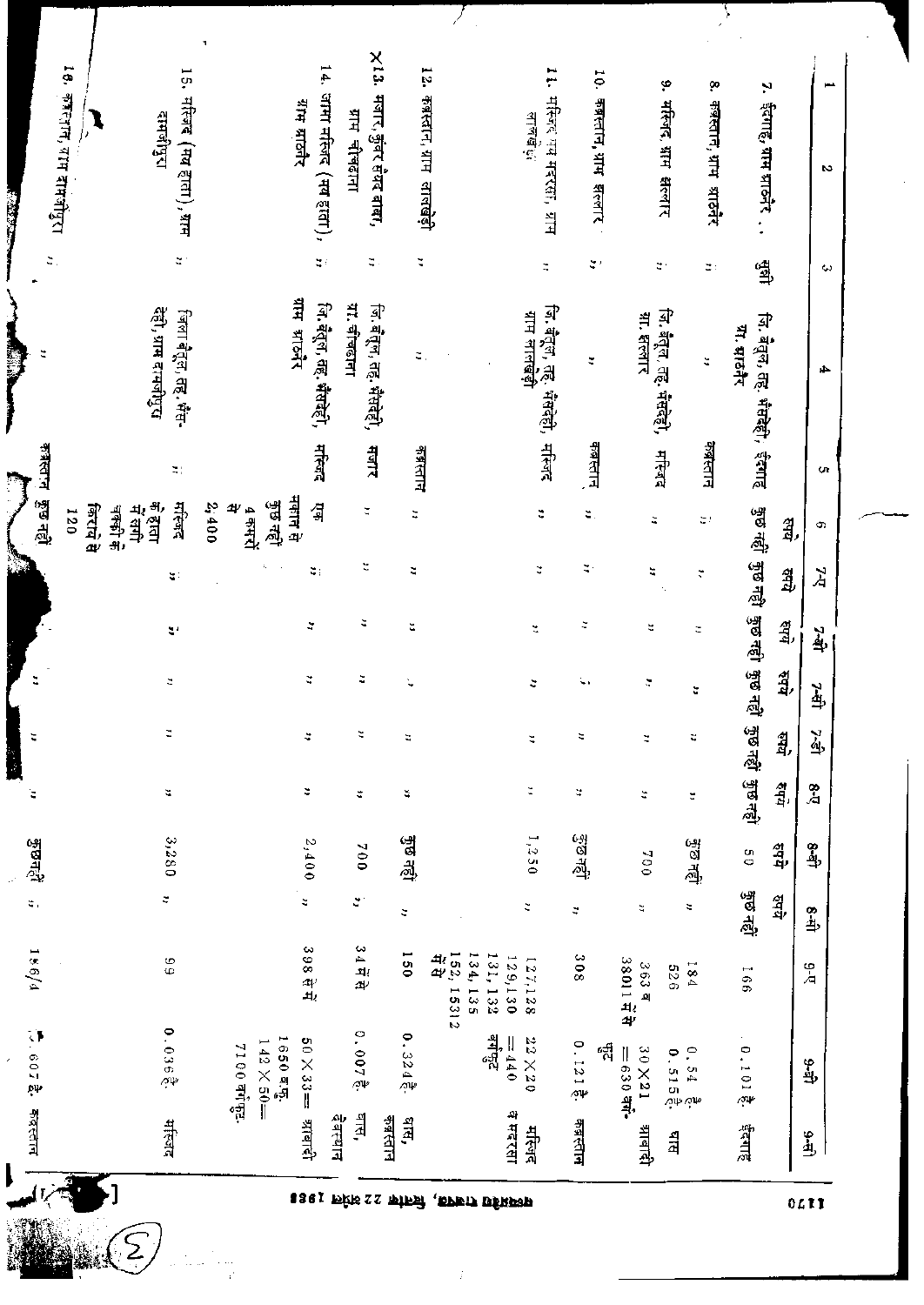| 1 | 2 | 3 | 4 | 5 | 6 | 7-ए | 7-बी | 7-सी | 7-डी | 8-ए | 8-बी | 8-सी | 9-ए | 9-बी | 9-सी |
|---|---|---|---|---|---|---|---|---|---|---|---|---|---|---|---|
| | | | | | रुपये | रुपये | रुपये | रुपये | रुपये | रुपये | रुपये | रुपये | | | |
| 7. | ईदगाह, ग्राम भ्राठनेर | सुन्नी | जि. बैतूल, तह. भैंसदेही, ग्रा. भ्राठनेर | ईदगाह | कुछ नहीं | कुछ नहीं | कुछ नहीं | कुछ नहीं | कुछ नहीं | कुछ नहीं | 50 | कुछ नहीं | 166 | 0.101 हे. | ईदगाह |
| 8. | कब्रस्तान, ग्राम भ्राठनेर | " | " | कब्रस्तान | " | " | " | " | " | " | कुछ नहीं | " | 184<br>526 | 0.54 हे.<br>0.515 हे. | घास |
| 9. | मस्जिद, ग्राम झल्लार | " | जि. बैतूल, तह. भैंसदेही, ग्रा. झल्लार | मस्जिद | " | " | " | " | " | " | 700 | " | 363 व 3801 में से | 30×21 = 630 वर्ग-फुट | आबादी |
| 10. | कब्रस्तान, ग्राम झल्लार | " | " | कब्रस्तान | " | " | " | " | " | " | कुछ नहीं | " | 308 | 0.121 हे. | कब्रस्तान |
| 11. | मस्जिद व मदरसा, ग्राम लालखेड़ी | " | जि. बैतूल, तह. भैंसदेही, ग्राम लालखेड़ी | मस्जिद | " | " | " | " | " | " | 1,250 | " | 127,128<br>129,130<br>131,132<br>134,135<br>152,153 में से | 22×20 = 440 वर्गफुट | मस्जिद व मदरसा |
| 12. | कब्रस्तान, ग्राम लालखेड़ी | " | " | कब्रस्तान | " | " | " | " | " | " | कुछ नहीं | " | 150 | 0.324 हे. | घास, कब्रस्तान |
| ×13. | मजार, कुंवर शरीफ बाबा, ग्राम चीचढाना | " | जि. बैतूल, तह. भैंसदेही, ग्रा. चीचढाना | मजार | " | " | " | " | " | " | 700 | " | 34 में से | 0.007 हे. | घास, देवस्थान |
| 14. | जामा मस्जिद (मय हाता), ग्राम भ्राठनेर | " | जि. बैतूल, तह. भैंसदेही, ग्राम भ्राठनेर | मस्जिद | एक मकान से कुछ नहीं 4 कमरों से 2,400 | " | " | " | " | " | 2,400 | " | 398 में से | 50×33 = 1650 व.फु.<br>142×50 = 7100 वर्गफुट | आबादी |
| 15. | मस्जिद (मय हाता), ग्राम दामजीपुरा | " | जिला बैतूल, तह. भैंसदेही, ग्राम दामजीपुरा | " | मस्जिद के हाता में लगी चक्की के किराये से 120 | " | " | " | " | " | 3,280 | " | 99 | 0.036 हे. | मस्जिद |
| 16. | कब्रस्तान, ग्राम दामजीपुरा | " | " | कब्रस्तान | कुछ नहीं | " | " | " | " | " | कुछ नहीं | " | 186/4 | 0.607 हे. | कब्रस्तान |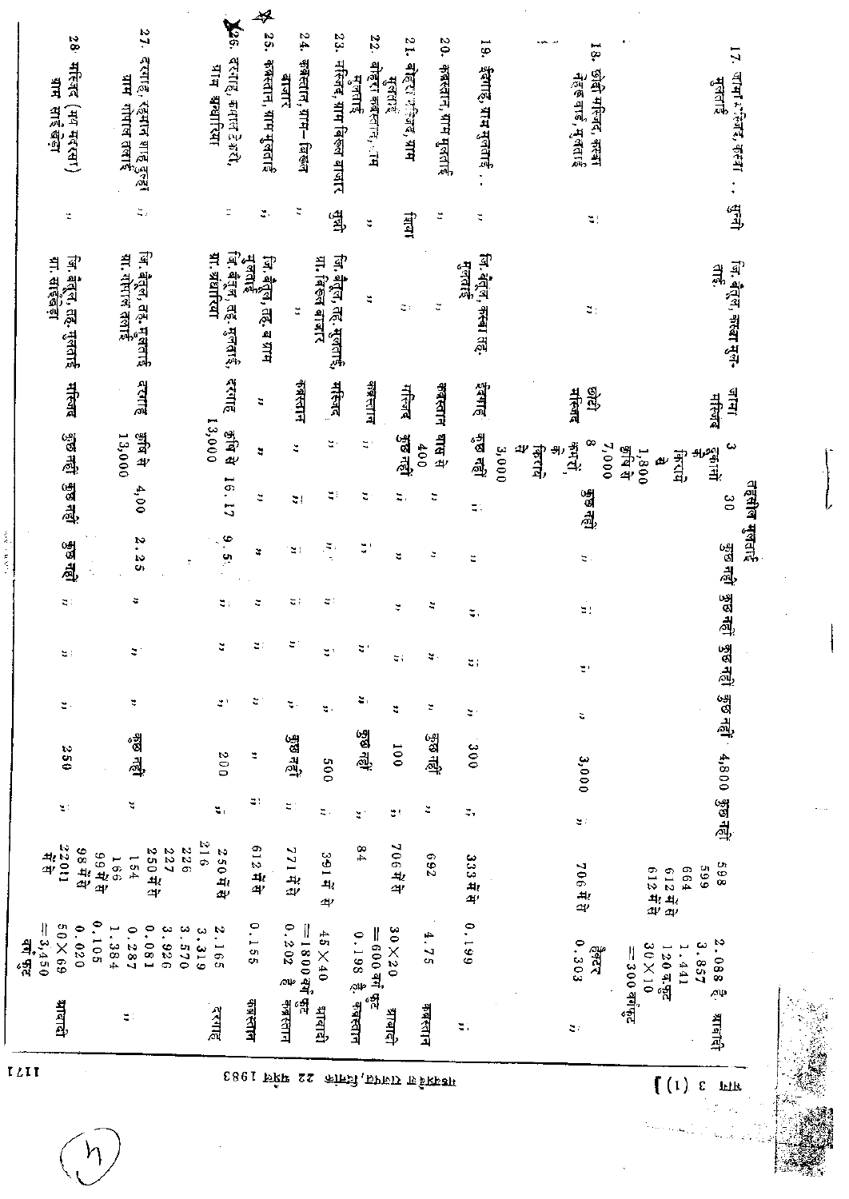**तहसील मुलताई**

| | | | | | | | | | | | | | | |
|---|---|---|---|---|---|---|---|---|---|---|---|---|---|---|
| 17. जामा मस्जिद, कस्बा मुलताई | सुन्नी | जि. बैतूल, कस्बा मुलताई | जामा मस्जिद | 3 दुकानों के किराये से 1,800 कृषि से 7,000 | 30 | कुछ नहीं | कुछ नहीं | कुछ नहीं | कुछ नहीं | 4,800 | कुछ नहीं | 598<br>599<br>664<br>612 में से<br>612 में से | 2.088 हे.<br>3.857<br>1.441<br>120 व.फुट<br>30×10 =300 वर्गफुट | आबादी |
| 18. छोटी मस्जिद, कस्बा नेहरु वार्ड, मुलताई | " | " | छोटी मस्जिद | 8 कमरों के किराये से 3,000 | कुछ नहीं | " | " | " | " | 3,000 | " | 706 में से | 0.303 हैक्टर | " |
| 19. ईदगाह, ग्राम मुलताई | " | जि. बैतूल, कस्बा तह. मुलताई | ईदगाह | कुछ नहीं | " | " | " | " | " | 300 | " | 333 में से | 0.199 | " |
| 20. कब्रस्तान, ग्राम मुलताई | " | " | कब्रस्तान | घास से 400 | " | " | " | " | " | कुछ नहीं | " | 692 | 4.75 | कब्रस्तान |
| 21. बोहरा मस्जिद, ग्राम मुलताई | शिया | " | मस्जिद | कुछ नहीं | " | " | " | " | " | 100 | " | 706 में से | 30×20 =600 वर्ग फुट | आबादी |
| 22. बोहरा कब्रस्तान, ग्राम मुलताई | " | " | कब्रस्तान | " | " | " | " | " | " | कुछ नहीं | " | 84 | 0.198 हे. | कब्रस्तान |
| 23. मस्जिद, ग्राम बिछवा बाजार | सुन्नी | जि. बैतूल, तह. मुलताई, ग्रा. बिछवा बाजार | मस्जिद | " | " | " | " | " | " | 500 | " | 391 में से | 45×40 =1800 वर्ग फुट | आबादी |
| 24. कब्रस्तान, ग्राम बिछवा बाजार | " | " | कब्रस्तान | " | " | " | " | " | " | कुछ नहीं | " | 771 में से | 0.202 हे. | कब्रस्तान |
| 25. कब्रस्तान, ग्राम मुलताई | " | जि. बैतूल, तह. व ग्राम मुलताई | " | " | " | " | " | " | " | " | " | 612 में से | 0.155 | कब्रस्तान |
| 26. दरगाह, कमाल टेकरी, ग्राम थपाखिया | " | जि. बैतूल, तह. मुलताई, ग्रा. थपाखिया | दरगाह | कृषि से 13,000 | 16.17 | 9.5 | " | " | " | 200 | " | 250 में से<br>216<br>226<br>227 | 2.165<br>3.319<br>3.570<br>3.926 | दरगाह |
| 27. दरगाह, रहमान शाह दुल्हा ग्राम गोपाल तलाई | " | जि. बैतूल, तह. मुलताई ग्रा. गोपाल तलाई | दरगाह | कृषि से 13,000 | 4,00 | 2.25 | " | " | " | कुछ नहीं | | 250 में से<br>154<br>166<br>99 में से<br>98 में से | 0.081<br>1.384<br>0.287<br>0.105<br>0.020 | " |
| 28. मस्जिद (मय मदरसा) ग्राम साईखेड़ा | " | जि. बैतूल, तह. मुलताई ग्रा. साईखेड़ा | मस्जिद | कुछ नहीं | कुछ नहीं | कुछ नहीं | " | " | " | 250 | " | 22011 में से | 50×69 =3,450 वर्ग फुट | आबादी |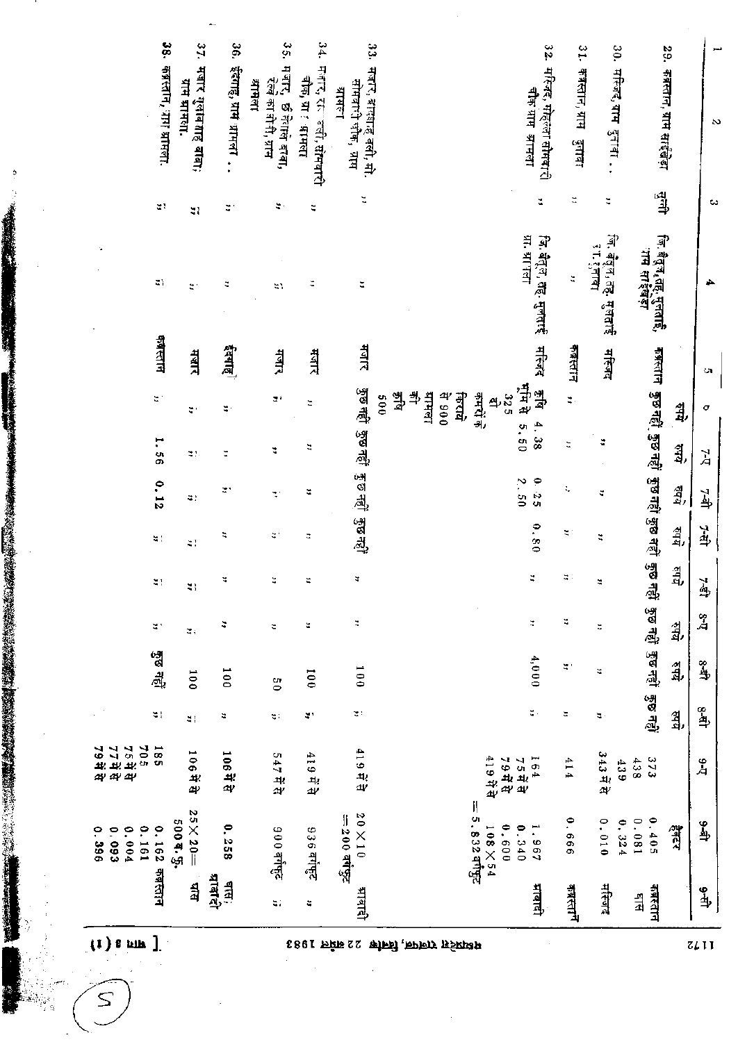| 1 | 2 | 3 | 4 | 5 | 6 | 7-ए | 7-बी | 7-सी | 7-डी | 8-ए | 8-बी | 8-सी | 9-ए | 9-बी | 9-सी |
|---|---|---|---|---|---|---|---|---|---|---|---|---|---|---|---|
| | | | | | रुपये | रुपये | रुपये | रुपये | रुपये | रुपये | रुपये | रुपये | | हैक्टर | |
| 29. कब्रस्तान, ग्राम खाईखेड़ा | सुन्नी | जि. बैतूल, तह. मुलताई, ग्राम खाईखेड़ा | कब्रस्तान | कुछ नहीं | कुछ नहीं | कुछ नहीं | कुछ नहीं | कुछ नहीं | कुछ नहीं | कुछ नहीं | कुछ नहीं | 373<br>438<br>439 | 0.405<br>0.081<br>0.324 | कब्रस्तान<br>घास |
| 30. मस्जिद, ग्राम दुनावा . . | " | जि. बैतूल, तह. मुलताई ग्रा. दुनावा | मस्जिद | " | " | " | " | " | " | " | " | 343 में से | 0.010 | मस्जिद |
| 31. कब्रस्तान, ग्राम दुनावा | " | " | कब्रस्तान | " | " | " | " | " | " | " | " | 414 | 0.666 | कब्रस्तान |
| 32. मस्जिद, मोहल्ला सोमवारी चौक ग्राम आमला | " | जि. बैतूल, तह. मुलताई ग्रा. आमला | मस्जिद | कृषि भूमि से 325 दो कमरों के किराये से 900 आमला की कृषि 500 | 4.38<br>5.50 | 0.25<br>2.50 | 0.80 | " | " | 4,000 | " | 164<br>75 में से<br>79 में से<br>419 में से | 1.967<br>0.340<br>0.600<br>108×54<br>=5.832 वर्गफुट | आबादी |
| 33. मजार, हजरतशाह वली, मो. सोमवारी चौक, ग्राम आमला | " | " | मजार | कुछ नहीं | कुछ नहीं | कुछ नहीं | कुछ नहीं | " | " | 100 | " | 419 में से | 20×10<br>=200 वर्गफुट | आबादी |
| 34. मजार, हजरत वली, सोमवारी चौक, ग्राम आमला | " | " | मजार | " | " | " | " | " | " | 100 | " | 419 में से | 936 वर्गफुट | " |
| 35. मजार, हजरत छोटे मियां बाबा, रेल्वे कालोनी, ग्राम आमला | " | " | मजार, | " | " | " | " | " | " | 50 | " | 547 में से | 900 वर्गफुट | " |
| 36. ईदगाह, ग्राम आमला . . | " | " | ईदगाह | " | " | " | " | " | " | 100 | " | 106 में से | 0.258 | घास, आबादी |
| 37. मजार गुलाबशाह बाबा, ग्राम आमला. | " | " | मजार | " | " | " | " | " | " | 100 | " | 106 में से | 25×20=<br>500 व. फु. | घास |
| 38. कब्रस्तान, ग्राम आमला. | " | " | कब्रस्तान | " | 1.56 | 0.12 | " | " | " | कुछ नहीं | " | 185<br>705<br>75 में से<br>77 में से<br>79 में से | 0.162<br>0.161<br>0.004<br>0.093<br>0.396 | कब्रस्तान |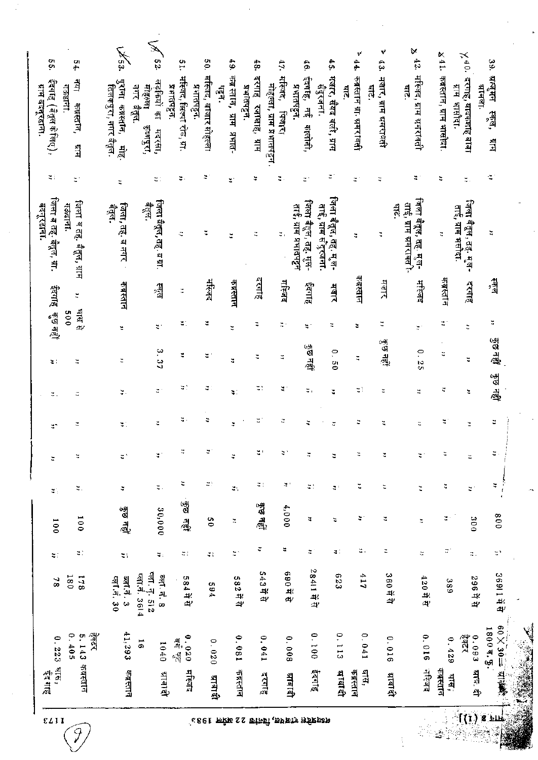| | | | | | | | | | | | | | | |
|---|---|---|---|---|---|---|---|---|---|---|---|---|---|---|
| 39. अन्जुमन स्कूल, ग्राम भामला. | ,, | ,, | स्कूल | ,, | कुछ नहीं | कुछ नहीं | ,, | ,, | ,, | 800 | ,, | 3691 में से | 60 × 30 = 1800 व. फु. | आबादी |
| 40. दरगाह, शाहजमशाह बाबा ग्राम भसौदा. | ,, | जिला बैतूल, तह. मुलताई, ग्राम भसौदा. | दरगाह | ,, | ,, | ,, | ,, | ,, | ,, | 300 | ,, | 296 में से | 0.093 हैक्टर | आबादी |
| 41. कब्रस्तान, ग्राम भसौदा. | ,, | ,, | कब्रस्तान | ,, | ,, | ,, | ,, | ,, | ,, | ,, | ,, | 389 | 0.429 | घास, कब्रस्तान |
| 42. मस्जिद, ग्राम धमरावती घाट. | ,, | जिला बैतूल, तह. मुलताई, ग्राम धमरावती घाट. | मस्जिद | ,, | 0.25 | ,, | ,, | ,, | ,, | ,, | ,, | 420 में से | 0.016 | मस्जिद |
| 43. मजार, ग्राम धमरावती घाट. | ,, | ,, | मजार | ,, | कुछ नहीं | ,, | ,, | ,, | ,, | ,, | ,, | 360 में से | 0.016 | आबादी |
| 44. कब्रस्तान ग्रा. धमरावती घाट. | ,, | ,, | कब्रस्तान | ,, | ,, | ,, | ,, | ,, | ,, | ,, | ,, | 417 | 0.041 | घास, कब्रस्तान |
| 45. मजार, सैयद वली, ग्राम सैदूजना. | ,, | जिला बैतूल, तह. मुलताई, ग्राम सैदूजना. | मजार | ,, | 0.50 | ,, | ,, | ,, | ,, | ,, | ,, | 623 | 0.113 | आबादी |
| 46. ईदगाह, नई कालोनी, प्रभातपट्टन. | ,, | जिला बैतूल, तह. मुलताई, ग्राम प्रभातपट्टन | ईदगाह | ,, | कुछ नहीं | ,, | ,, | ,, | ,, | ,, | ,, | 2841 में से | 0.100 | ईदगाह |
| 47. मस्जिद, पिंजारा मोहल्ला, ग्राम प्रभातपट्टन. | ,, | ,, | मस्जिद | ,, | ,, | ,, | ,, | ,, | ,, | 4,000 | ,, | 690 में से | 0.008 | आबादी |
| 48. दरगाह जलाशाह, ग्राम प्रभातपट्टन. | ,, | ,, | दरगाह | ,, | ,, | ,, | ,, | ,, | ,, | कुछ नहीं | ,, | 543 में से | 0.041 | दरगाह |
| 49. कब्रस्तान, ग्राम प्रभातपट्टन. | ,, | ,, | कब्रस्तान | ,, | ,, | ,, | ,, | ,, | ,, | ,, | ,, | 582 में से | 0.081 | कब्रस्तान |
| 50. मस्जिद, बाजार मोहल्ला प्रभातपट्टन. | ,, | ,, | मस्जिद | ,, | ,, | ,, | ,, | ,, | ,, | 50 | ,, | 594 | 0.020 | आबादी |
| 51. मस्जिद, डिस्ट्रिक्ट रोड, ग्रा. प्रभातपट्टन. | ,, | ,, | ,, | ,, | ,, | ,, | ,, | ,, | ,, | कुछ नहीं | ,, | 584 में से | 0.020 | मस्जिद |
| 52. लड़कियों का मदरसा, मोहल्ला इतवारपुरा, नगर बैतूल. | ,, | जिला बैतूल, तह. व ग्रा. बैतूल. | स्कूल | ,, | 3.37 | ,, | ,, | ,, | ,, | 30,000 | ,, | ब्लॉ. नं. 8 प्लॉ. नं. 512 प्लॉ. नं. 3614 | 1040 वर्ग फुट 16 | आबादी |
| 53. पुराना कब्रस्तान, मोह. तिलकपुरा, नगर बैतूल. | ,, | जिला, तह. व नगर बैतूल. | कब्रस्तान | ,, | ,, | ,, | ,, | ,, | ,, | कुछ नहीं | ,, | ब्लॉ. नं. 3 प्लॉ. नं. 30 | 41.293 | कब्रस्तान |
| 54. नया कब्रस्तान, ग्राम गठवाना. | ,, | जिला व तह. बैतूल, ग्राम गठवाना. | ,, | ,, | घास से 500 | ,, | ,, | ,, | ,, | 100 | ,, | 178 180 | हैक्टर 5.143 0.405 | कब्रस्तान |
| 55. ईदगाह (बैतूल कैम्प), ग्राम बदनूरढाना. | ,, | जिला व तह. बैतूल, ग्रा. बदनूरढाना. | ईदगाह | कुछ नहीं | ,, | ,, | ,, | ,, | ,, | 100 | ,, | 78 | 0.223 | घास, ईदगाह |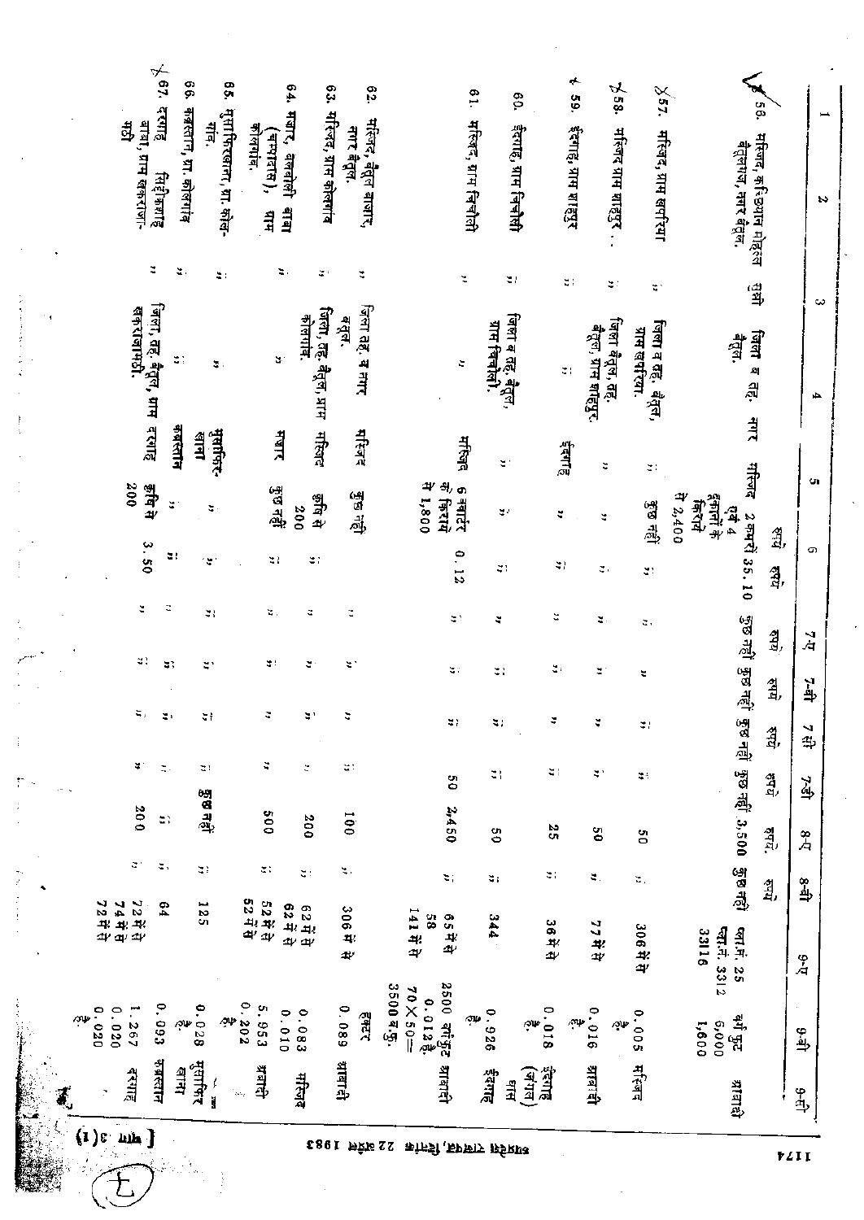| 1 | 2 | 3 | 4 | 5 | 6 | 7-ए | 7-बी | 7 सी | 7-डी | 8-ए | 8-बी | 9-ए | 9-बी | 9-सी |
|---|---|---|---|---|---|---|---|---|---|---|---|---|---|---|
| | | | | | रुपये | रुपये | रुपये | रुपये | रुपये | रुपये | रुपये | | | |
| 56. | मस्जिद, कहियान मोहल्ला बैतूलगंज, नगर बैतूल. | सुन्नी | जिला व तह. नगर बैतूल. | मस्जिद 2 कमरें एवं 4 दुकानों के किराये से 2,400 | 35.10 | कुछ नहीं | कुछ नहीं | कुछ नहीं | कुछ नहीं | 3,500 | कुछ नहीं | प्लाट नं. 25 प्लाट नं. 3312 3311б | वर्ग फुट 6,000 1,600 | आबादी |
| 57. | मस्जिद, ग्राम खपरिया | ,, | जिला व तह. बैतूल, ग्राम खपरिया. | ,, कुछ नहीं | ,, | ,, | ,, | ,, | ,, | 50 | ,, | 306 में से | 0.005 है. | मस्जिद |
| 58. | मस्जिद ग्राम शाहपुर .. | ,, | जिला बैतूल, तह. बैतूल, ग्राम शाहपुर. | ,, ,, | ,, | ,, | ,, | ,, | ,, | 50 | ,, | 77 में से | 0.016 है. | आबादी |
| 59. | ईदगाह, ग्राम शाहपुर | ,, | ,, | ईदगाह ,, | ,, | ,, | ,, | ,, | ,, | 25 | ,, | 36 में से | 0.018 है. | ईदगाह (जंगल) घास |
| 60. | ईदगाह, ग्राम चिचोली | ,, | जिला व तह. बैतूल, ग्राम चिचोली. | ,, ,, | ,, | ,, | ,, | ,, | ,, | 50 | ,, | 344 | 0.926 है. | ईदगाह |
| 61. | मस्जिद, ग्राम चिचोली | ,, | ,, | मस्जिद 6 क्वार्टर के किराये से 1,800 | 0.12 | ,, | ,, | ,, | 50 | 2,450 | ,, | 65 में से 58 141 में से | 2500 वर्गफुट 0.012 है. 70×50= 3500 व.फु. | आबादी |
| 62. | मस्जिद, बैतूल बाजार, नगर बैतूल. | ,, | जिला तह. व नगर बैतूल. | मस्जिद कुछ नहीं | ,, | ,, | ,, | ,, | ,, | 100 | ,, | 306 में से | हेक्टर 0.089 | आबादी |
| 63. | मस्जिद, ग्राम कोलगांव | ,, | जिला, तह. बैतूल, ग्राम कोलगांव. | मस्जिद कृषि से 200 | ,, | ,, | ,, | ,, | ,, | 200 | ,, | 62 में से 62 में से | 0.083 0.010 | मस्जिद |
| 64. | मजार, वलवली बाबा (चम्पादास), ग्राम कोलगांव. | ,, | ,, | मजार कुछ नहीं | ,, | ,, | ,, | ,, | ,, | 500 | ,, | 52 में से 52 में से | 5.953 0.202 है. | आबादी |
| 65. | मुसाफिरखाना, ग्रा. कोलगांव. | ,, | ,, | मुसाफिरखाना ,, | ,, | ,, | ,, | ,, | ,, | कुछ नहीं | ,, | 125 | 0.028 है. | मुसाफिरखाना |
| 66. | कब्रस्तान, ग्रा. कोलगांव | ,, | ,, | कब्रस्तान ,, | ,, | ,, | ,, | ,, | ,, | ,, | ,, | 64 | 0.093 | कब्रस्तान |
| 67. | दरगाह सिद्दीकशाह बाबा, ग्राम खकरखजा-मढ़ी | ,, | जिला, तह. बैतूल, ग्राम खकरखजामढ़ी. | दरगाह कृषि से 200 | 3.50 | ,, | ,, | ,, | ,, | 200 | ,, | 72 में से 74 में से 72 में से | 1.267 0.020 0.020 है. | दरगाह |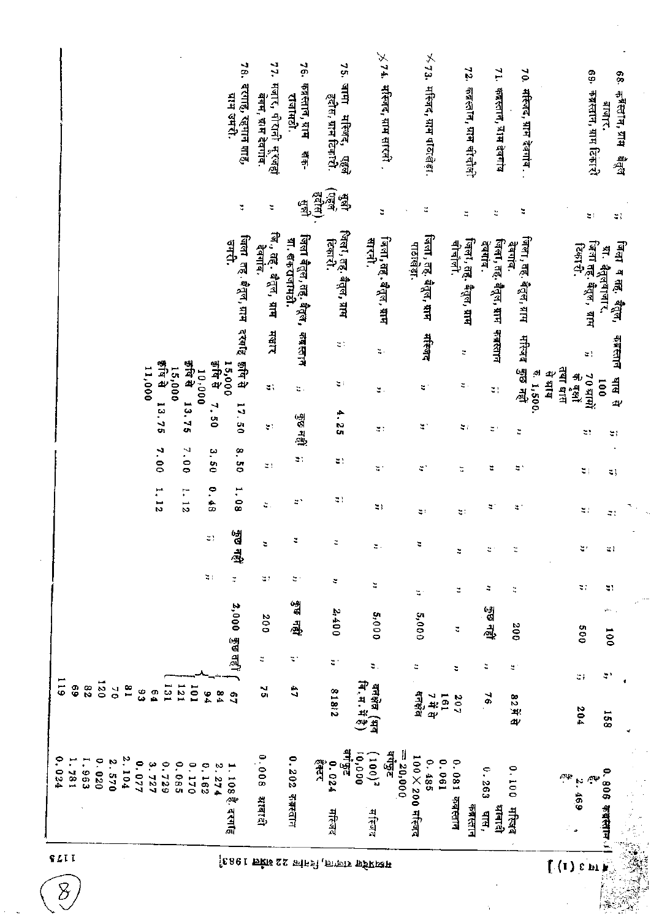| | | | | | | | | | | | | | |
|---|---|---|---|---|---|---|---|---|---|---|---|---|---|
| 68. कब्रिस्तान, ग्राम बैतूल बाजार. | ,, | जिला व तह. बैतूल, ग्रा. बैतूलबाजार. | कब्रस्तान | घास से 100 | ,, | ,, | ,, | ,, | ,, | 100 | ,, | 158 | 0.808 कब्रस्तान है. |
| 69. कब्रस्तान, ग्राम ढिकारी | ,, | जिला तह. बैतूल, ग्राम ढिकारी. | ,, | 70 ग्रामों के बबूलों तथा घास से आय रु. 1,500. | ,, | ,, | ,, | ,, | ,, | 500 | ,, | 204 | 2.469 ,, |
| 70. मस्जिद, ग्राम देवगांव. | ,, | जिला, तह. बैतूल, ग्राम देवगांव. | मस्जिद | कुछ नहीं | ,, | ,, | ,, | ,, | ,, | 200 | ,, | 82 में से | 0.100 मस्जिद आबादी |
| 71. कब्रस्तान, ग्राम देवगांव | ,, | जिला, तह. बैतूल, ग्राम देवगांव. | कब्रस्तान | ,, | ,, | ,, | ,, | ,, | ,, | कुछ नहीं | ,, | 76. | 0.263 घास, कब्रस्तान |
| 72. कब्रस्तान, ग्राम चीचोली | ,, | जिला, तह. बैतूल, ग्राम चीचोली. | ,, | ,, | ,, | ,, | ,, | ,, | ,, | ,, | ,, | 207<br>161<br>7 में से | 0.081 कब्रस्तान<br>0.061<br>0.485 |
| 73. मस्जिद, ग्राम पाठाखेड़ा. | ,, | जिला, तह. बैतूल, ग्राम पाठाखेड़ा. | मस्जिद | ,, | ,, | ,, | ,, | ,, | ,, | 5,000 | ,, | धनखेत | 100 × 200 मस्जिद = 20,000 वर्गफुट |
| 74. मस्जिद, ग्राम सारनी. | ,, | जिला, तह. बैतूल, ग्राम सारनी. | ,, | ,, | ,, | ,, | ,, | ,, | ,, | 5,000 | ,, | धनखेत (भव. नि. म. में है) | $(100)^2$ 10,000 वर्गफुट मस्जिद |
| 75. जामा मस्जिद, पहुले इहीस, ग्राम ढिकारी. | सुन्नी (पहुले इहीस) | जिला, तह. बैतूल, ग्राम ढिकारी. | ,, | ,, | 4.25 | ,, | ,, | ,, | ,, | 2,400 | ,, | 818/2 | 0.024 हेक्टर मस्जिद |
| 76. कब्रस्तान, ग्राम बैक- राजमढ़ी. | सुन्नी | जिला बैतूल, तह. बैतूल, ग्रा. बैकराजमढ़ी. | कब्रस्तान | ,, | कुछ नहीं | ,, | ,, | ,, | ,, | कुछ नहीं | ,, | 47 | 0.202 कब्रस्तान |
| 77. मजार, पीरानी मुजहीं बनम, ग्राम देवगांव. | ,, | जि., तह. बैतूल, ग्राम देवगांव. | मजार | ,, | ,, | ,, | ,, | ,, | ,, | 200 | ,, | 75 | 0.008 आबादी |
| 78. दरगाह, रहमान शाह, ग्राम उमरी. | ,, | जिला तह. बैतूल, ग्राम उमरी. | दरगाह | कृषि से 15,000 | 17.50 | 8.50 | 1.08 | कुछ नहीं | ,, | 2,000 | कुछ नहीं | 67 | 1.108 है. दरगाह |
| | | | | कृषि से 10,000 | 7.50 | 3.50 | 0.48 | ,, | ,, | | | 84 | 2.274 |
| | | | | कृषि से 15,000 | 13.75 | 7.00 | 1.12 | | | | | 94 | 0.162 |
| | | | | कृषि से 11,000 | 13.75 | 7.00 | 1.12 | | | | | 101 | 0.170 |
| | | | | | | | | | | | | 121 | 0.085 |
| | | | | | | | | | | | | 131 | 0.729 |
| | | | | | | | | | | | | 64 | 3.727 |
| | | | | | | | | | | | | 93 | 0.077 |
| | | | | | | | | | | | | 81 | 2.104 |
| | | | | | | | | | | | | 70 | 2.570 |
| | | | | | | | | | | | | 120 | 0.020 |
| | | | | | | | | | | | | 82 | 1.963 |
| | | | | | | | | | | | | 69 | 1.781 |
| | | | | | | | | | | | | 119 | 0.024 |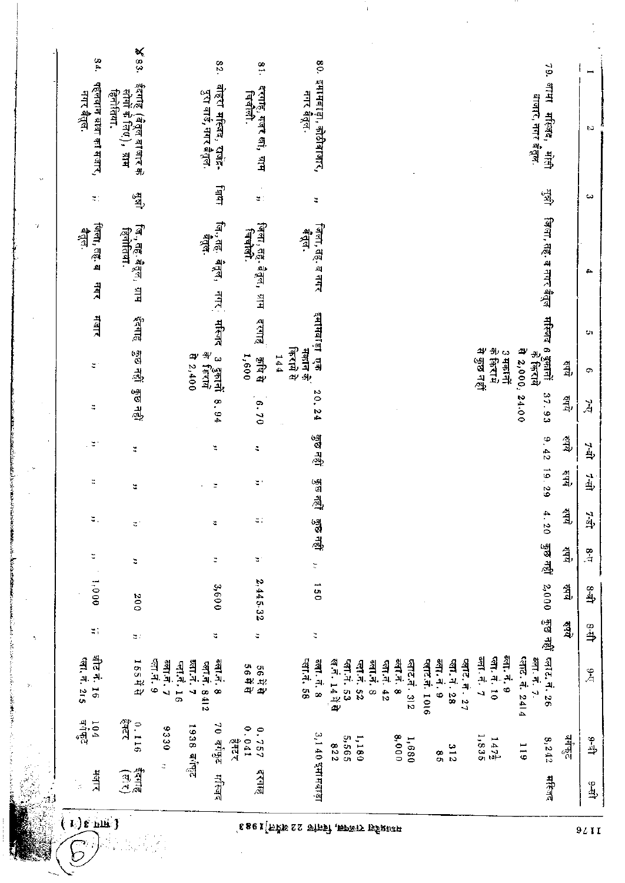| 1 | 2 | 3 | 4 | 5 | 6 | 7-ए | 7-बी | 7-सी | 7-डी | 8-ए | 8-बी | 8-सी | 9-ए | 9-बी | 9-सी |
|---|---|---|---|---|---|---|---|---|---|---|---|---|---|---|---|
| | | | | | रुपये | रुपये | रुपये | रुपये | रुपये | रुपये | रुपये | रुपये | | वर्गफुट | |
| 79. | जामा मस्जिद, मोती बाजार, नगर बैतूल. | सुन्नी | जिला, तह. व नगर बैतूल | मस्जिद | 6 दुकानों के किराये से 2,000, 24.00 3 मकानों के किराये से कुछ नहीं | 37.93 | 9.42 | 19.29 | 4.20 | कुछ नहीं | 2,000 | कुछ नहीं | प्लाट नं. 26 ब्ला. नं. 7 प्लाट. नं. 2414 ब्ला. नं. 9 प्ला. नं. 10 ब्ला. नं. 9 ब्ला. नं. 7 प्लाट. नं. 27 प्ला. नं. 28 प्लाट.नं. 1016 प्लाट.नं. 312 ब्ला.नं. 8 प्ला.नं. 42 ब्ला.नं. 8 प्ला.नं. 52 प्ला.नं. 53 ख.नं. 14 में से | 8,242 119 147½ 85 1,835 312 1,680 8,000 1,180 5,565 822 | मस्जिद |
| 80. | इमामबाड़ा, कोठीबाजार, नगर बैतूल. | " | जिला, तह. व नगर बैतूल. | इमामबाड़ा | एक मकान के किराये से 144 | 20.24 | कुछ नहीं | कुछ नहीं | कुछ नहीं | " | 150 | " | ब्ला. नं. 8 प्ला.नं. 58 | 3,140 | इमामबाड़ा |
| 81. | दरगाह, नजर खां, ग्राम चिचोली. | " | जिला, तह. बैतूल, ग्राम चिचोली. | दरगाह | कृषि से 1,600 | 6.70 | " | " | " | " | 2,445.32 | " | 56 में से 56 में से | 0.757 0.041 हैक्टर | दरगाह |
| 82. | बोहरा मस्जिद, राजेंद्र पुरा वार्ड, नगर बैतूल. | शिया | जि., तह. बैतूल, नगर बैतूल. | मस्जिद | 3 दुकानों के किराये से 2,400 | 8.94 | " | " | " | " | 3,600 | " | ब्ला.नं. 8 प्ला.नं. 8412 ब्ला.नं. 7 प्ला.नं. 16 ब्ला.नं. 7 प्ला.नं. 9 | 70 वर्गफुट 1938 वर्गफुट 9330 " | मस्जिद |
| 83. | ईदगाह (बैतूल बाजार के लोगों के लिए), ग्राम हिंगोलिया. | सुन्नी | जि., तह. बैतूल, ग्राम हिंगोलिया. | ईदगाह | कुछ नहीं | कुछ नहीं | " | " | " | " | 200 | " | 165 में से | 0.116 हैक्टर | ईदगाह (लाट) |
| 84. | पहेलवान बाबा का मजार, नगर बैतूल. | " | जिला, तह. व नगर बैतूल. | मजार | " | " | " | " | " | " | 1,000 | " | शीट नं. 16 प्ला. नं. 215 | 104 वर्गफुट | मजार |